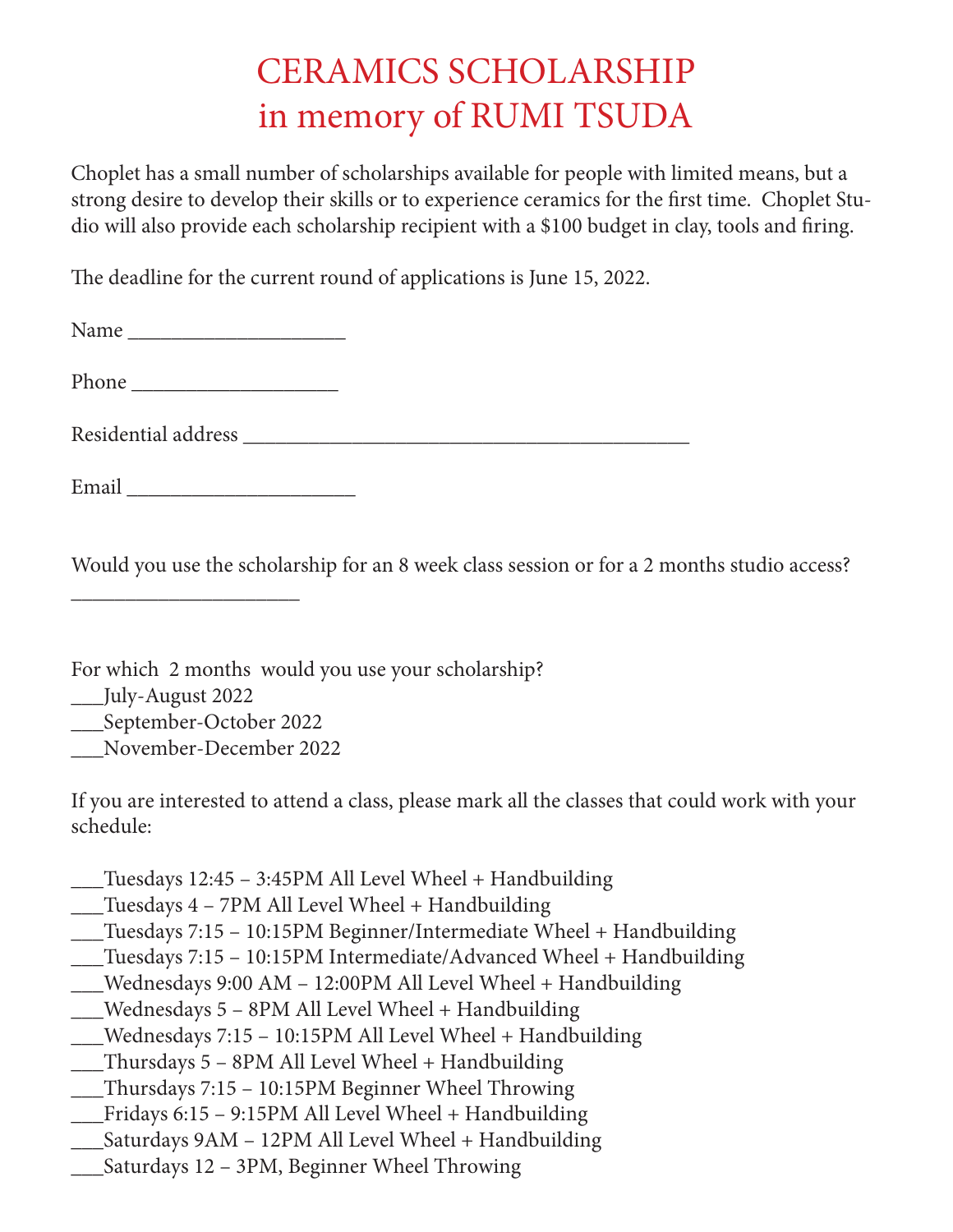# CERAMICS SCHOLARSHIP
# in memory of RUMI TSUDA

Choplet has a small number of scholarships available for people with limited means, but a strong desire to develop their skills or to experience ceramics for the first time. Choplet Studio will also provide each scholarship recipient with a $100 budget in clay, tools and firing.

The deadline for the current round of applications is June 15, 2022.

Name ____________________

Phone ___________________

Residential address __________________________________________

Email _____________________

Would you use the scholarship for an 8 week class session or for a 2 months studio access? _____________________

For which 2 months would you use your scholarship?
___July-August 2022
___September-October 2022
___November-December 2022

If you are interested to attend a class, please mark all the classes that could work with your schedule:

___Tuesdays 12:45 – 3:45PM All Level Wheel + Handbuilding
___Tuesdays 4 – 7PM All Level Wheel + Handbuilding
___Tuesdays 7:15 – 10:15PM Beginner/Intermediate Wheel + Handbuilding
___Tuesdays 7:15 – 10:15PM Intermediate/Advanced Wheel + Handbuilding
___Wednesdays 9:00 AM – 12:00PM All Level Wheel + Handbuilding
___Wednesdays 5 – 8PM All Level Wheel + Handbuilding
___Wednesdays 7:15 – 10:15PM All Level Wheel + Handbuilding
___Thursdays 5 – 8PM All Level Wheel + Handbuilding
___Thursdays 7:15 – 10:15PM Beginner Wheel Throwing
___Fridays 6:15 – 9:15PM All Level Wheel + Handbuilding
___Saturdays 9AM – 12PM All Level Wheel + Handbuilding
___Saturdays 12 – 3PM, Beginner Wheel Throwing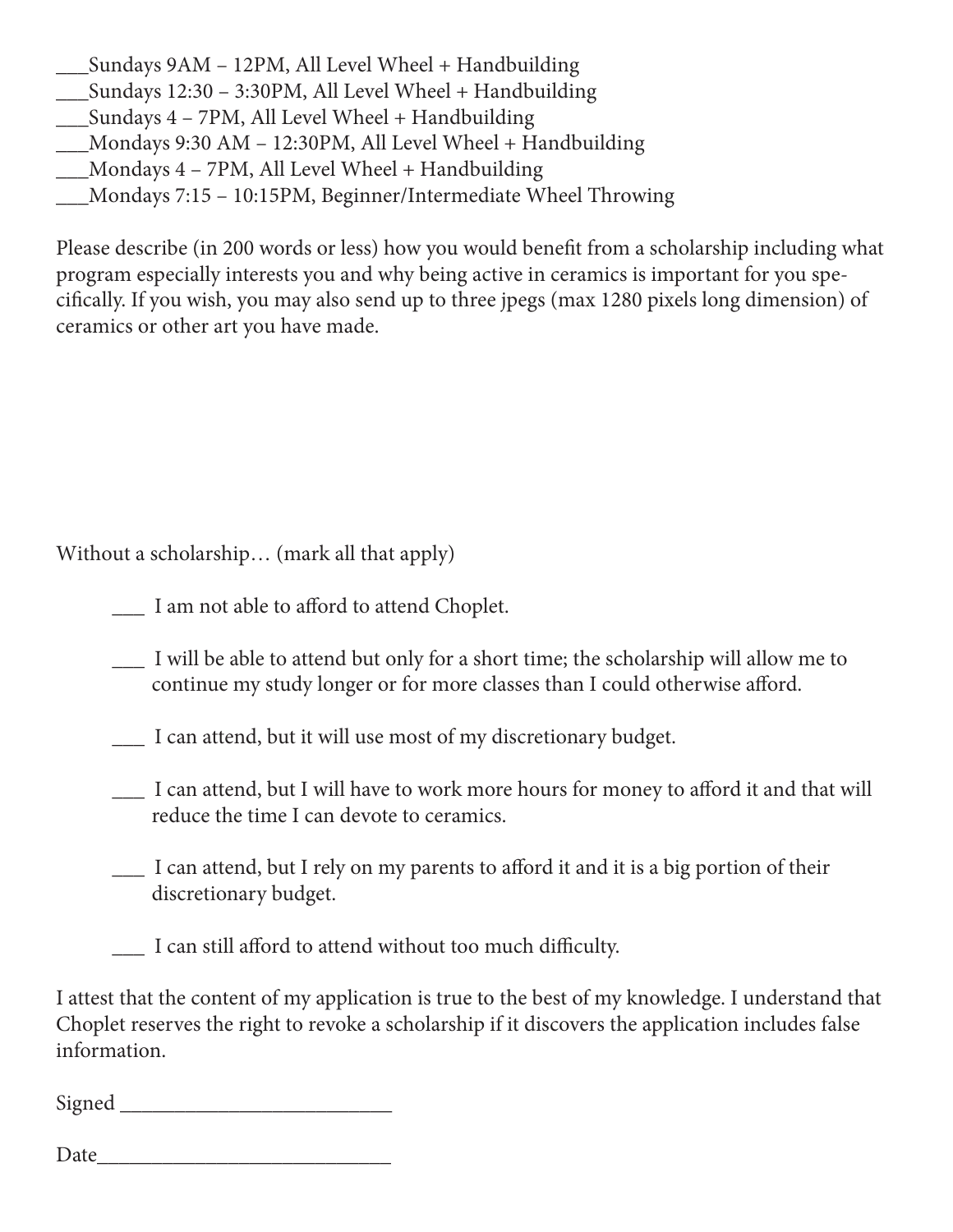___Sundays 9AM – 12PM, All Level Wheel + Handbuilding
___Sundays 12:30 – 3:30PM, All Level Wheel + Handbuilding
___Sundays 4 – 7PM, All Level Wheel + Handbuilding
___Mondays 9:30 AM – 12:30PM, All Level Wheel + Handbuilding
___Mondays 4 – 7PM, All Level Wheel + Handbuilding
___Mondays 7:15 – 10:15PM, Beginner/Intermediate Wheel Throwing

Please describe (in 200 words or less) how you would benefit from a scholarship including what program especially interests you and why being active in ceramics is important for you specifically. If you wish, you may also send up to three jpegs (max 1280 pixels long dimension) of ceramics or other art you have made.

Without a scholarship… (mark all that apply)

___ I am not able to afford to attend Choplet.

___ I will be able to attend but only for a short time; the scholarship will allow me to continue my study longer or for more classes than I could otherwise afford.

___ I can attend, but it will use most of my discretionary budget.

___ I can attend, but I will have to work more hours for money to afford it and that will reduce the time I can devote to ceramics.

___ I can attend, but I rely on my parents to afford it and it is a big portion of their discretionary budget.

___ I can still afford to attend without too much difficulty.

I attest that the content of my application is true to the best of my knowledge. I understand that Choplet reserves the right to revoke a scholarship if it discovers the application includes false information.

Signed ___________________________

Date______________________________